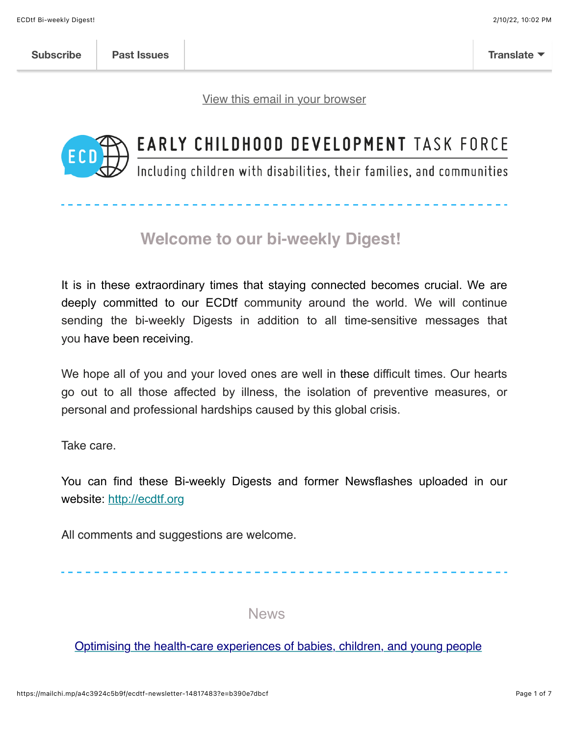Subscribe | Past Issues | Translate

[View this email in your browser]

# EARLY CHILDHOOD DEVELOPMENT TASK FORCE

Including children with disabilities, their families, and communities

## Welcome to our bi-weekly Digest!

It is in these extraordinary times that staying connected becomes crucial. We are deeply committed to our ECDtf community around the world. We will continue sending the bi-weekly Digests in addition to all time-sensitive messages that you have been receiving.

We hope all of you and your loved ones are well in these difficult times. Our hearts go out to all those affected by illness, the isolation of preventive measures, or personal and professional hardships caused by this global crisis.

Take care.

You can find these Bi-weekly Digests and former Newsflashes uploaded in our website: [http://ecdtf.org](http://ecdtf.org)

All comments and suggestions are welcome.

## News

[Optimising the health-care experiences of babies, children, and young people]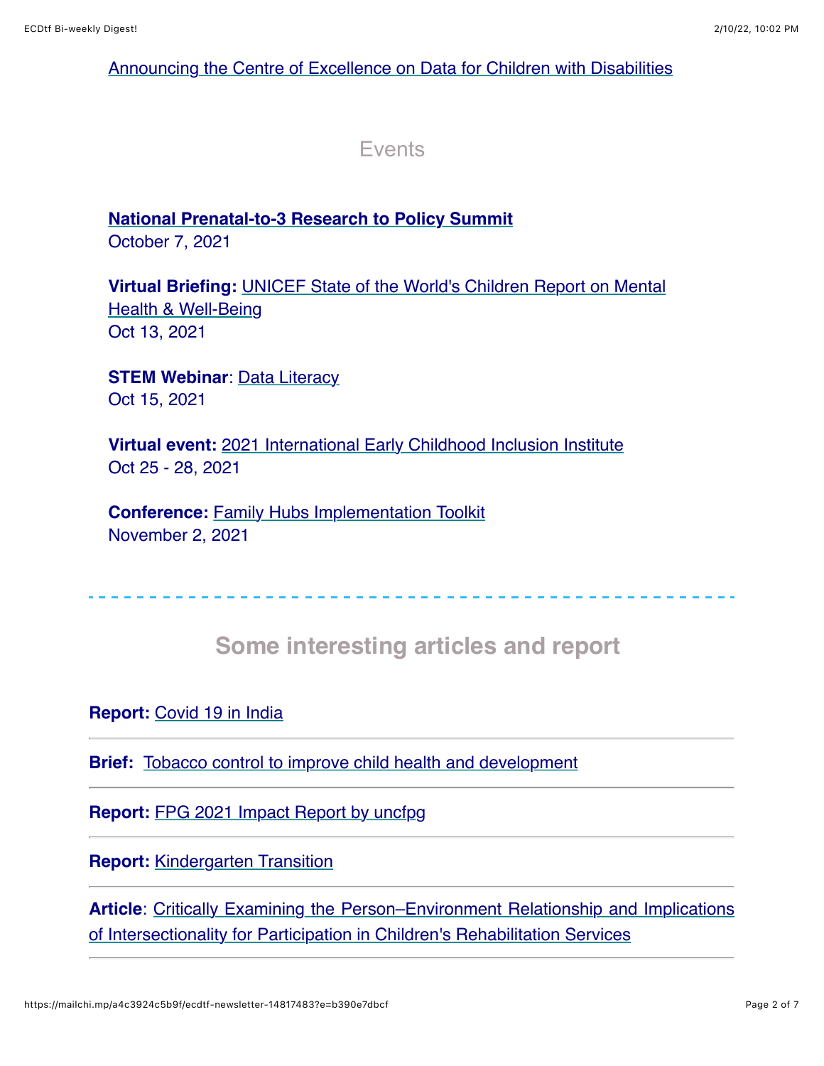Announcing the Centre of Excellence on Data for Children with Disabilities

## Events

**National Prenatal-to-3 Research to Policy Summit**
October 7, 2021

**Virtual Briefing:** UNICEF State of the World's Children Report on Mental Health & Well-Being
Oct 13, 2021

**STEM Webinar**: Data Literacy
Oct 15, 2021

**Virtual event:** 2021 International Early Childhood Inclusion Institute
Oct 25 - 28, 2021

**Conference:** Family Hubs Implementation Toolkit
November 2, 2021

---

## Some interesting articles and report

**Report:** Covid 19 in India

---

**Brief:** Tobacco control to improve child health and development

---

**Report:** FPG 2021 Impact Report by uncfpg

---

**Report:** Kindergarten Transition

---

**Article**: Critically Examining the Person–Environment Relationship and Implications of Intersectionality for Participation in Children's Rehabilitation Services

---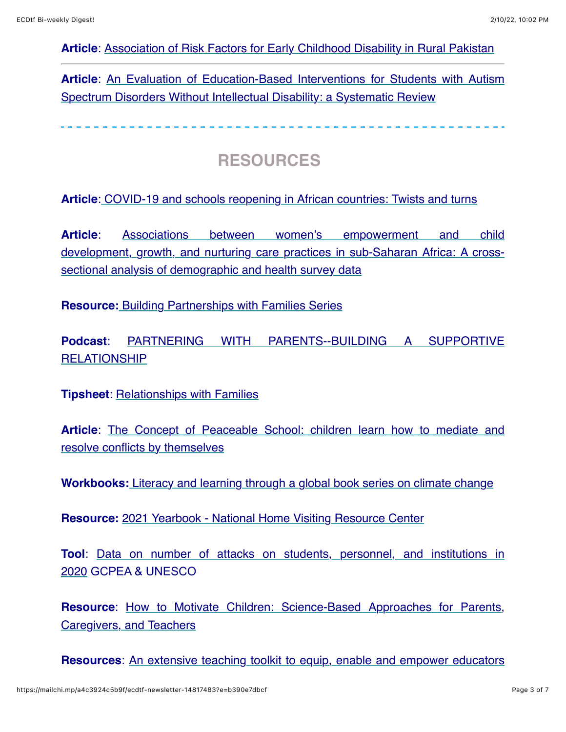**Article**: Association of Risk Factors for Early Childhood Disability in Rural Pakistan

---

**Article**: An Evaluation of Education-Based Interventions for Students with Autism Spectrum Disorders Without Intellectual Disability: a Systematic Review

---

## RESOURCES

**Article**: COVID-19 and schools reopening in African countries: Twists and turns

**Article**: Associations between women's empowerment and child development, growth, and nurturing care practices in sub-Saharan Africa: A cross-sectional analysis of demographic and health survey data

**Resource:** Building Partnerships with Families Series

**Podcast**: PARTNERING WITH PARENTS--BUILDING A SUPPORTIVE RELATIONSHIP

**Tipsheet**: Relationships with Families

**Article**: The Concept of Peaceable School: children learn how to mediate and resolve conflicts by themselves

**Workbooks:** Literacy and learning through a global book series on climate change

**Resource:** 2021 Yearbook - National Home Visiting Resource Center

**Tool**: Data on number of attacks on students, personnel, and institutions in 2020 GCPEA & UNESCO

**Resource**: How to Motivate Children: Science-Based Approaches for Parents, Caregivers, and Teachers

**Resources**: An extensive teaching toolkit to equip, enable and empower educators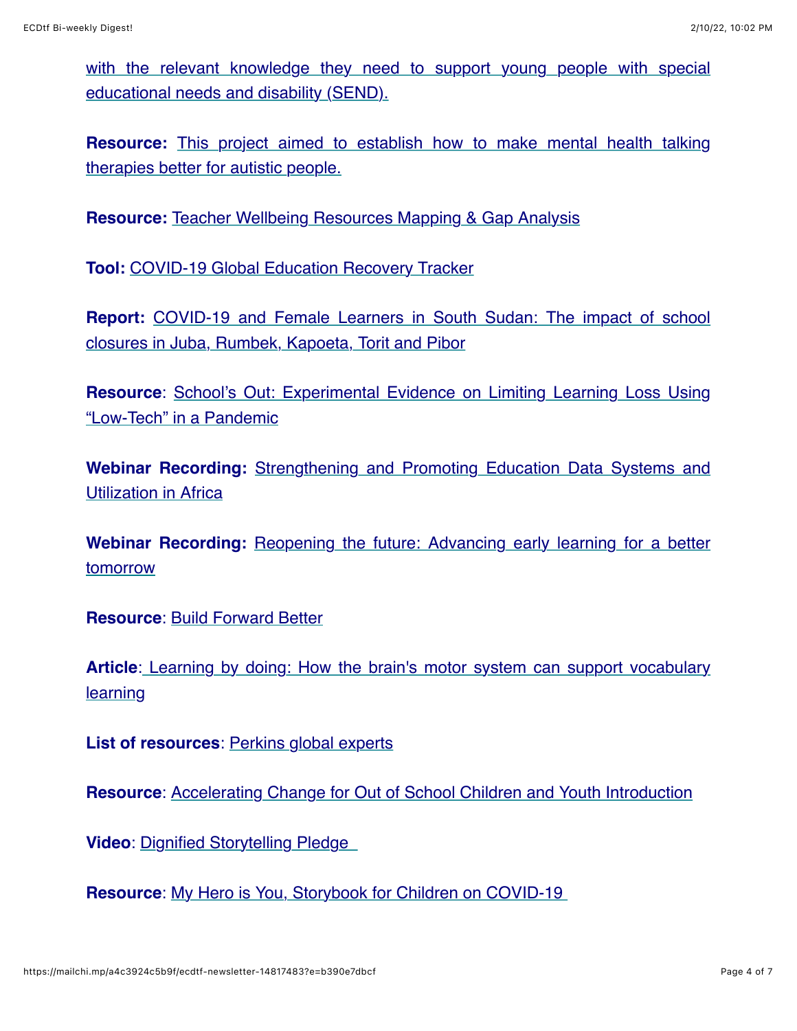with the relevant knowledge they need to support young people with special educational needs and disability (SEND).

**Resource:** This project aimed to establish how to make mental health talking therapies better for autistic people.

**Resource:** Teacher Wellbeing Resources Mapping & Gap Analysis

**Tool:** COVID-19 Global Education Recovery Tracker

**Report:** COVID-19 and Female Learners in South Sudan: The impact of school closures in Juba, Rumbek, Kapoeta, Torit and Pibor

**Resource**: School's Out: Experimental Evidence on Limiting Learning Loss Using "Low-Tech" in a Pandemic

**Webinar Recording:** Strengthening and Promoting Education Data Systems and Utilization in Africa

**Webinar Recording:** Reopening the future: Advancing early learning for a better tomorrow

**Resource**: Build Forward Better

**Article**: Learning by doing: How the brain's motor system can support vocabulary learning

**List of resources**: Perkins global experts

**Resource**: Accelerating Change for Out of School Children and Youth Introduction

**Video**: Dignified Storytelling Pledge

**Resource**: My Hero is You, Storybook for Children on COVID-19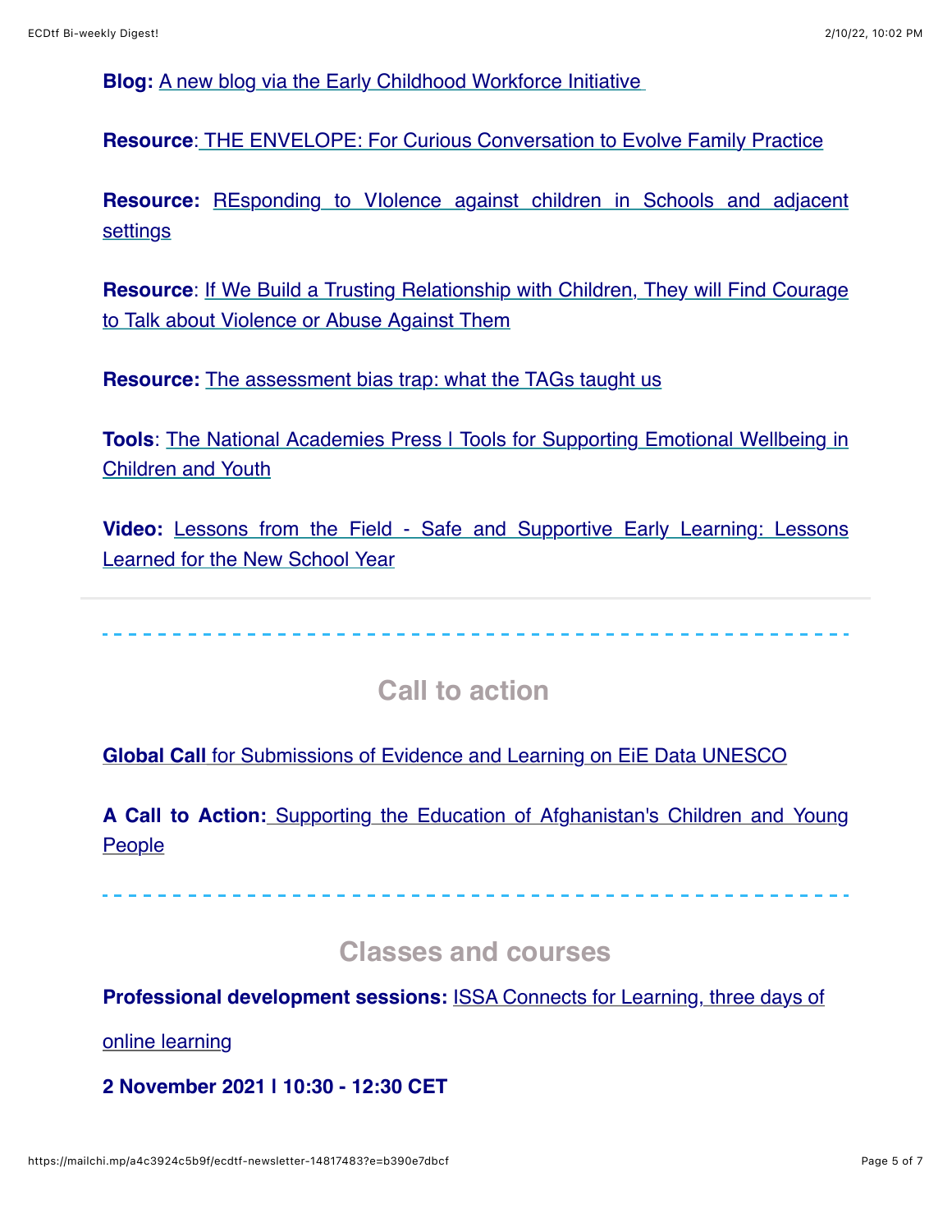**Blog:** A new blog via the Early Childhood Workforce Initiative

**Resource**: THE ENVELOPE: For Curious Conversation to Evolve Family Practice

**Resource:** REsponding to VIolence against children in Schools and adjacent settings

**Resource**: If We Build a Trusting Relationship with Children, They will Find Courage to Talk about Violence or Abuse Against Them

**Resource:** The assessment bias trap: what the TAGs taught us

**Tools**: The National Academies Press | Tools for Supporting Emotional Wellbeing in Children and Youth

**Video:** Lessons from the Field - Safe and Supportive Early Learning: Lessons Learned for the New School Year

---

## Call to action

**Global Call** for Submissions of Evidence and Learning on EiE Data UNESCO

**A Call to Action:** Supporting the Education of Afghanistan's Children and Young People

---

## Classes and courses

**Professional development sessions:** ISSA Connects for Learning, three days of online learning

**2 November 2021 | 10:30 - 12:30 CET**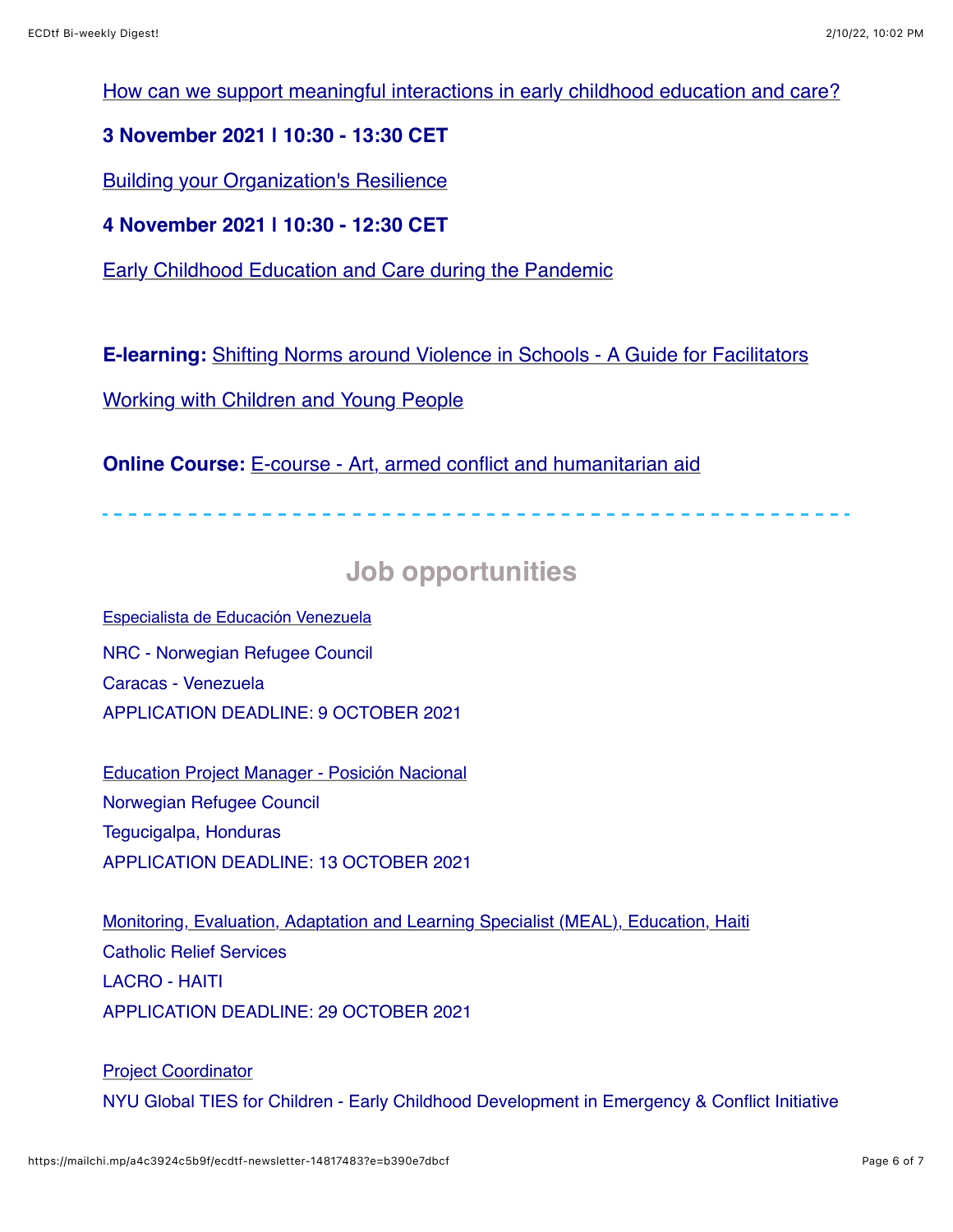How can we support meaningful interactions in early childhood education and care?

**3 November 2021 l 10:30 - 13:30 CET**

Building your Organization's Resilience

**4 November 2021 l 10:30 - 12:30 CET**

Early Childhood Education and Care during the Pandemic

**E-learning:** Shifting Norms around Violence in Schools - A Guide for Facilitators

Working with Children and Young People

**Online Course:** E-course - Art, armed conflict and humanitarian aid

---

## Job opportunities

Especialista de Educación Venezuela

NRC - Norwegian Refugee Council

Caracas - Venezuela

APPLICATION DEADLINE: 9 OCTOBER 2021

Education Project Manager - Posición Nacional

Norwegian Refugee Council

Tegucigalpa, Honduras

APPLICATION DEADLINE: 13 OCTOBER 2021

Monitoring, Evaluation, Adaptation and Learning Specialist (MEAL), Education, Haiti

Catholic Relief Services

LACRO - HAITI

APPLICATION DEADLINE: 29 OCTOBER 2021

Project Coordinator

NYU Global TIES for Children - Early Childhood Development in Emergency & Conflict Initiative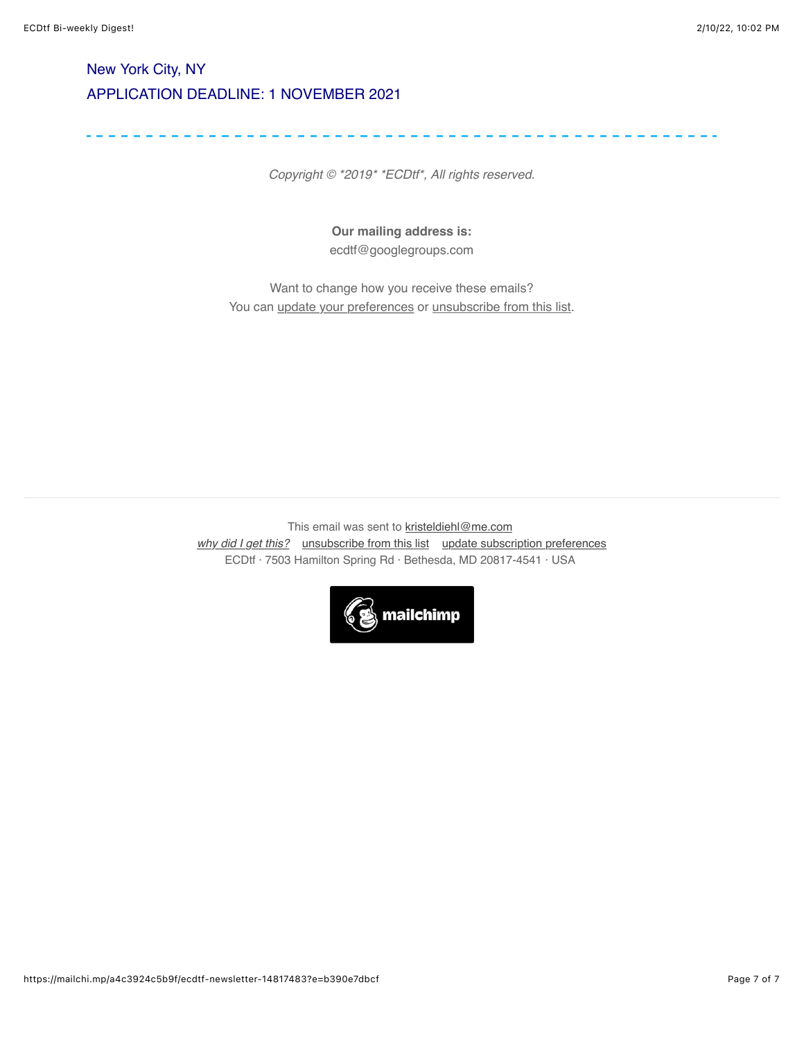New York City, NY

APPLICATION DEADLINE: 1 NOVEMBER 2021

---

*Copyright © *2019* *ECDtf*, All rights reserved.*

**Our mailing address is:**
ecdtf@googlegroups.com

Want to change how you receive these emails?
You can update your preferences or unsubscribe from this list.

---

This email was sent to kristeldiehl@me.com
*why did I get this?* unsubscribe from this list update subscription preferences
ECDtf · 7503 Hamilton Spring Rd · Bethesda, MD 20817-4541 · USA

mailchimp